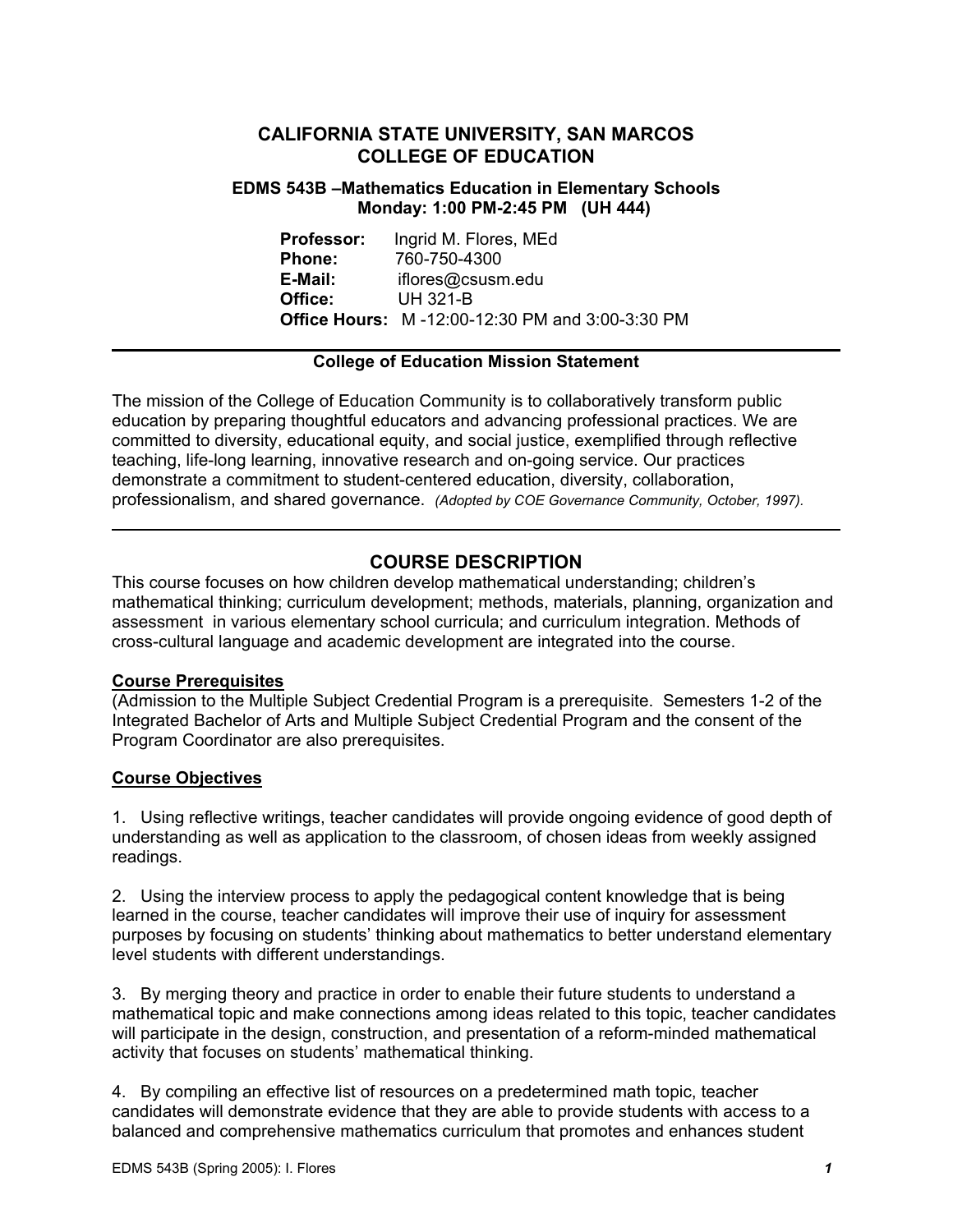# CALIFORNIA STATE UNIVERSITY, SAN MARCOS
# COLLEGE OF EDUCATION

### EDMS 543B –Mathematics Education in Elementary Schools
### Monday: 1:00 PM-2:45 PM (UH 444)

**Professor:** Ingrid M. Flores, MEd
**Phone:** 760-750-4300
**E-Mail:** iflores@csusm.edu
**Office:** UH 321-B
**Office Hours:** M -12:00-12:30 PM and 3:00-3:30 PM

---

**College of Education Mission Statement**

The mission of the College of Education Community is to collaboratively transform public education by preparing thoughtful educators and advancing professional practices. We are committed to diversity, educational equity, and social justice, exemplified through reflective teaching, life-long learning, innovative research and on-going service. Our practices demonstrate a commitment to student-centered education, diversity, collaboration, professionalism, and shared governance. *(Adopted by COE Governance Community, October, 1997).*

---

## COURSE DESCRIPTION

This course focuses on how children develop mathematical understanding; children's mathematical thinking; curriculum development; methods, materials, planning, organization and assessment in various elementary school curricula; and curriculum integration. Methods of cross-cultural language and academic development are integrated into the course.

**Course Prerequisites**

(Admission to the Multiple Subject Credential Program is a prerequisite. Semesters 1-2 of the Integrated Bachelor of Arts and Multiple Subject Credential Program and the consent of the Program Coordinator are also prerequisites.

**Course Objectives**

1. Using reflective writings, teacher candidates will provide ongoing evidence of good depth of understanding as well as application to the classroom, of chosen ideas from weekly assigned readings.

2. Using the interview process to apply the pedagogical content knowledge that is being learned in the course, teacher candidates will improve their use of inquiry for assessment purposes by focusing on students' thinking about mathematics to better understand elementary level students with different understandings.

3. By merging theory and practice in order to enable their future students to understand a mathematical topic and make connections among ideas related to this topic, teacher candidates will participate in the design, construction, and presentation of a reform-minded mathematical activity that focuses on students' mathematical thinking.

4. By compiling an effective list of resources on a predetermined math topic, teacher candidates will demonstrate evidence that they are able to provide students with access to a balanced and comprehensive mathematics curriculum that promotes and enhances student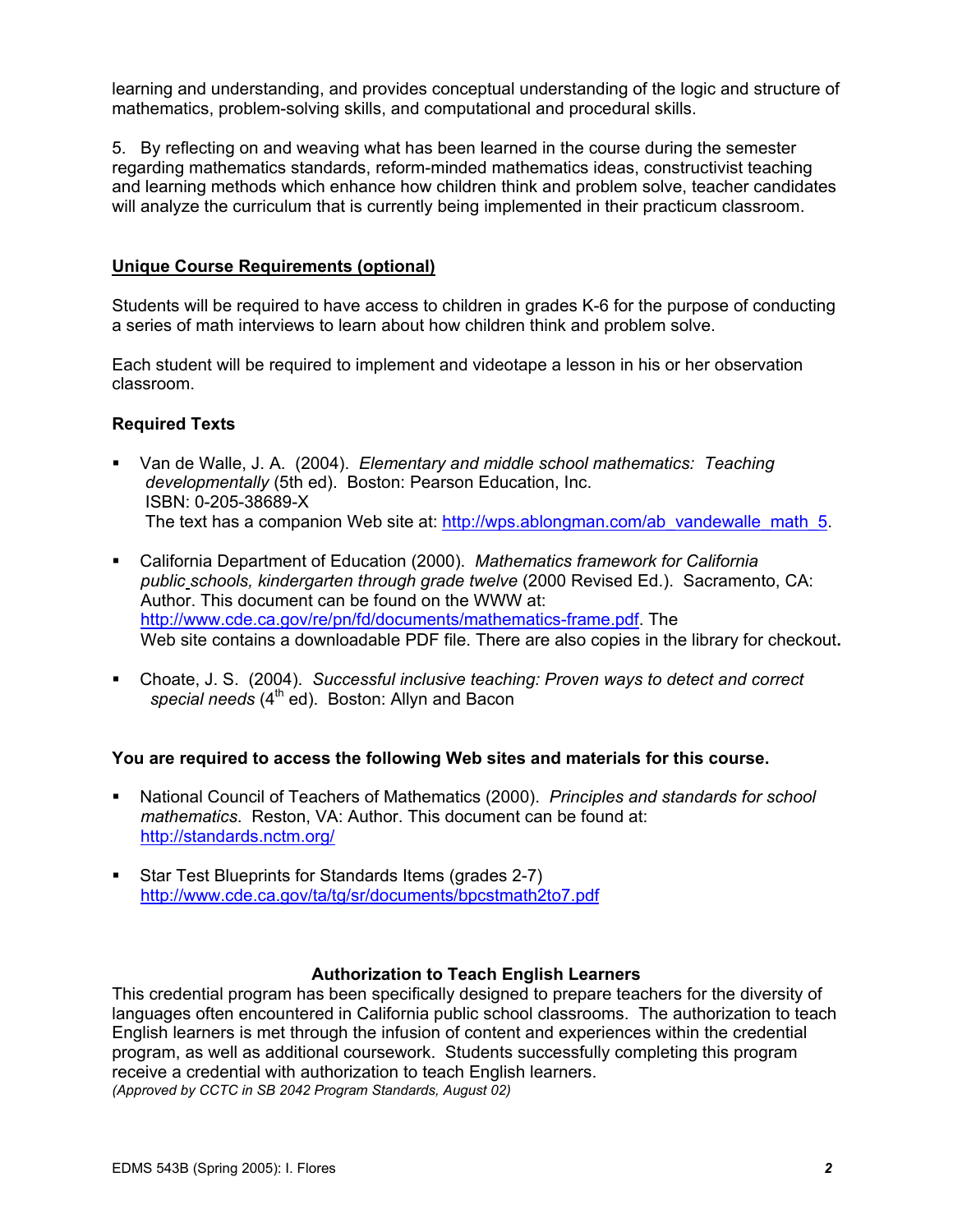learning and understanding, and provides conceptual understanding of the logic and structure of mathematics, problem-solving skills, and computational and procedural skills.

5. By reflecting on and weaving what has been learned in the course during the semester regarding mathematics standards, reform-minded mathematics ideas, constructivist teaching and learning methods which enhance how children think and problem solve, teacher candidates will analyze the curriculum that is currently being implemented in their practicum classroom.

## Unique Course Requirements (optional)

Students will be required to have access to children in grades K-6 for the purpose of conducting a series of math interviews to learn about how children think and problem solve.

Each student will be required to implement and videotape a lesson in his or her observation classroom.

### Required Texts

- Van de Walle, J. A. (2004). *Elementary and middle school mathematics: Teaching developmentally* (5th ed). Boston: Pearson Education, Inc.
  ISBN: 0-205-38689-X
  The text has a companion Web site at: http://wps.ablongman.com/ab_vandewalle_math_5.
- California Department of Education (2000). *Mathematics framework for California public schools, kindergarten through grade twelve* (2000 Revised Ed.). Sacramento, CA: Author. This document can be found on the WWW at: http://www.cde.ca.gov/re/pn/fd/documents/mathematics-frame.pdf. The Web site contains a downloadable PDF file. There are also copies in the library for checkout.
- Choate, J. S. (2004). *Successful inclusive teaching: Proven ways to detect and correct special needs* (4th ed). Boston: Allyn and Bacon

**You are required to access the following Web sites and materials for this course.**

- National Council of Teachers of Mathematics (2000). *Principles and standards for school mathematics*. Reston, VA: Author. This document can be found at: http://standards.nctm.org/
- Star Test Blueprints for Standards Items (grades 2-7) http://www.cde.ca.gov/ta/tg/sr/documents/bpcstmath2to7.pdf

### Authorization to Teach English Learners

This credential program has been specifically designed to prepare teachers for the diversity of languages often encountered in California public school classrooms. The authorization to teach English learners is met through the infusion of content and experiences within the credential program, as well as additional coursework. Students successfully completing this program receive a credential with authorization to teach English learners.
*(Approved by CCTC in SB 2042 Program Standards, August 02)*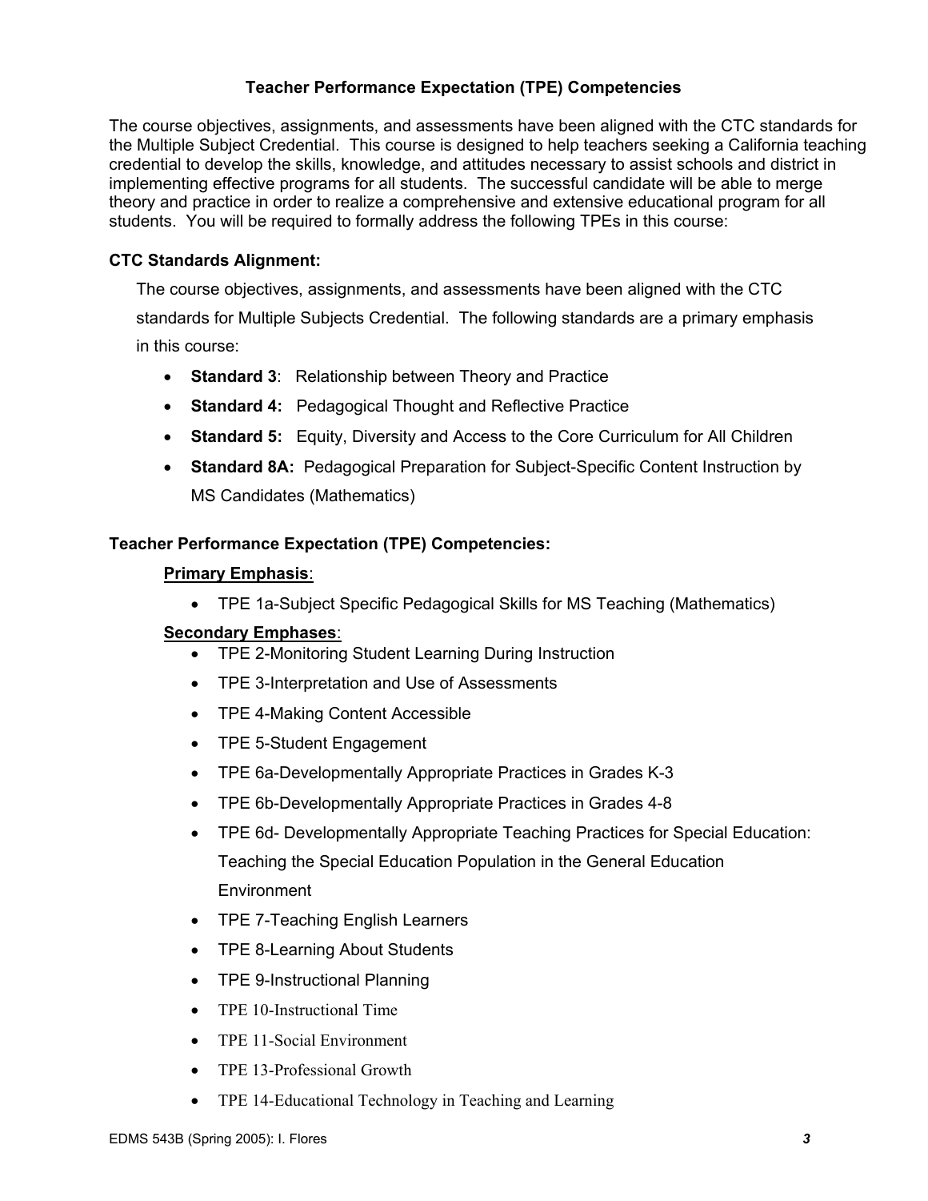## Teacher Performance Expectation (TPE) Competencies

The course objectives, assignments, and assessments have been aligned with the CTC standards for the Multiple Subject Credential. This course is designed to help teachers seeking a California teaching credential to develop the skills, knowledge, and attitudes necessary to assist schools and district in implementing effective programs for all students. The successful candidate will be able to merge theory and practice in order to realize a comprehensive and extensive educational program for all students. You will be required to formally address the following TPEs in this course:

### CTC Standards Alignment:

The course objectives, assignments, and assessments have been aligned with the CTC standards for Multiple Subjects Credential. The following standards are a primary emphasis in this course:

- **Standard 3**: Relationship between Theory and Practice
- **Standard 4:** Pedagogical Thought and Reflective Practice
- **Standard 5:** Equity, Diversity and Access to the Core Curriculum for All Children
- **Standard 8A:** Pedagogical Preparation for Subject-Specific Content Instruction by MS Candidates (Mathematics)

### Teacher Performance Expectation (TPE) Competencies:

**Primary Emphasis**:

- TPE 1a-Subject Specific Pedagogical Skills for MS Teaching (Mathematics)

**Secondary Emphases**:

- TPE 2-Monitoring Student Learning During Instruction
- TPE 3-Interpretation and Use of Assessments
- TPE 4-Making Content Accessible
- TPE 5-Student Engagement
- TPE 6a-Developmentally Appropriate Practices in Grades K-3
- TPE 6b-Developmentally Appropriate Practices in Grades 4-8
- TPE 6d- Developmentally Appropriate Teaching Practices for Special Education: Teaching the Special Education Population in the General Education Environment
- TPE 7-Teaching English Learners
- TPE 8-Learning About Students
- TPE 9-Instructional Planning
- TPE 10-Instructional Time
- TPE 11-Social Environment
- TPE 13-Professional Growth
- TPE 14-Educational Technology in Teaching and Learning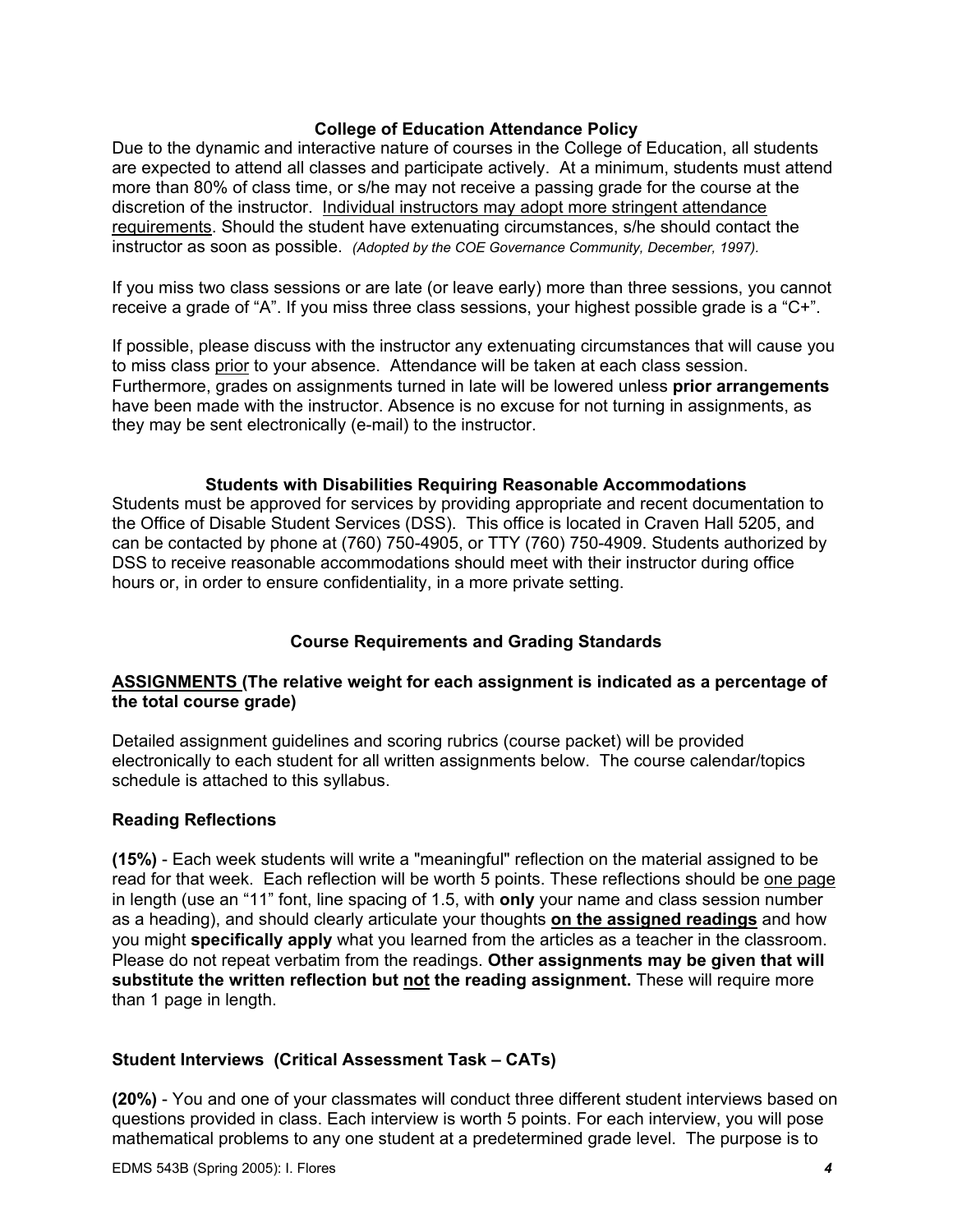### College of Education Attendance Policy

Due to the dynamic and interactive nature of courses in the College of Education, all students are expected to attend all classes and participate actively. At a minimum, students must attend more than 80% of class time, or s/he may not receive a passing grade for the course at the discretion of the instructor. Individual instructors may adopt more stringent attendance requirements. Should the student have extenuating circumstances, s/he should contact the instructor as soon as possible. *(Adopted by the COE Governance Community, December, 1997).*

If you miss two class sessions or are late (or leave early) more than three sessions, you cannot receive a grade of "A". If you miss three class sessions, your highest possible grade is a "C+".

If possible, please discuss with the instructor any extenuating circumstances that will cause you to miss class prior to your absence. Attendance will be taken at each class session. Furthermore, grades on assignments turned in late will be lowered unless **prior arrangements** have been made with the instructor. Absence is no excuse for not turning in assignments, as they may be sent electronically (e-mail) to the instructor.

### Students with Disabilities Requiring Reasonable Accommodations

Students must be approved for services by providing appropriate and recent documentation to the Office of Disable Student Services (DSS). This office is located in Craven Hall 5205, and can be contacted by phone at (760) 750-4905, or TTY (760) 750-4909. Students authorized by DSS to receive reasonable accommodations should meet with their instructor during office hours or, in order to ensure confidentiality, in a more private setting.

### Course Requirements and Grading Standards

**ASSIGNMENTS (The relative weight for each assignment is indicated as a percentage of the total course grade)**

Detailed assignment guidelines and scoring rubrics (course packet) will be provided electronically to each student for all written assignments below. The course calendar/topics schedule is attached to this syllabus.

#### Reading Reflections

**(15%)** - Each week students will write a "meaningful" reflection on the material assigned to be read for that week. Each reflection will be worth 5 points. These reflections should be one page in length (use an "11" font, line spacing of 1.5, with **only** your name and class session number as a heading), and should clearly articulate your thoughts **on the assigned readings** and how you might **specifically apply** what you learned from the articles as a teacher in the classroom. Please do not repeat verbatim from the readings. **Other assignments may be given that will substitute the written reflection but not the reading assignment.** These will require more than 1 page in length.

#### Student Interviews (Critical Assessment Task – CATs)

**(20%)** - You and one of your classmates will conduct three different student interviews based on questions provided in class. Each interview is worth 5 points. For each interview, you will pose mathematical problems to any one student at a predetermined grade level. The purpose is to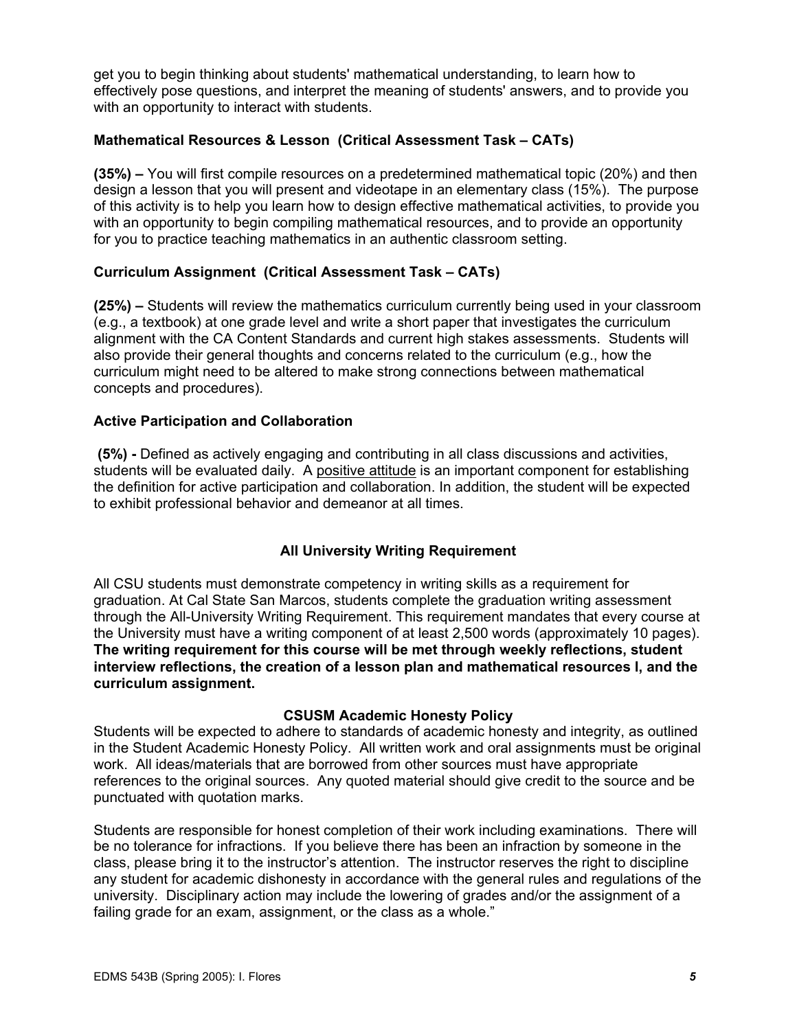get you to begin thinking about students' mathematical understanding, to learn how to effectively pose questions, and interpret the meaning of students' answers, and to provide you with an opportunity to interact with students.

### Mathematical Resources & Lesson (Critical Assessment Task – CATs)

**(35%) –** You will first compile resources on a predetermined mathematical topic (20%) and then design a lesson that you will present and videotape in an elementary class (15%). The purpose of this activity is to help you learn how to design effective mathematical activities, to provide you with an opportunity to begin compiling mathematical resources, and to provide an opportunity for you to practice teaching mathematics in an authentic classroom setting.

### Curriculum Assignment (Critical Assessment Task – CATs)

**(25%) –** Students will review the mathematics curriculum currently being used in your classroom (e.g., a textbook) at one grade level and write a short paper that investigates the curriculum alignment with the CA Content Standards and current high stakes assessments. Students will also provide their general thoughts and concerns related to the curriculum (e.g., how the curriculum might need to be altered to make strong connections between mathematical concepts and procedures).

### Active Participation and Collaboration

**(5%) -** Defined as actively engaging and contributing in all class discussions and activities, students will be evaluated daily. A <u>positive attitude</u> is an important component for establishing the definition for active participation and collaboration. In addition, the student will be expected to exhibit professional behavior and demeanor at all times.

## All University Writing Requirement

All CSU students must demonstrate competency in writing skills as a requirement for graduation. At Cal State San Marcos, students complete the graduation writing assessment through the All-University Writing Requirement. This requirement mandates that every course at the University must have a writing component of at least 2,500 words (approximately 10 pages). **The writing requirement for this course will be met through weekly reflections, student interview reflections, the creation of a lesson plan and mathematical resources l, and the curriculum assignment.**

## CSUSM Academic Honesty Policy

Students will be expected to adhere to standards of academic honesty and integrity, as outlined in the Student Academic Honesty Policy. All written work and oral assignments must be original work. All ideas/materials that are borrowed from other sources must have appropriate references to the original sources. Any quoted material should give credit to the source and be punctuated with quotation marks.

Students are responsible for honest completion of their work including examinations. There will be no tolerance for infractions. If you believe there has been an infraction by someone in the class, please bring it to the instructor's attention. The instructor reserves the right to discipline any student for academic dishonesty in accordance with the general rules and regulations of the university. Disciplinary action may include the lowering of grades and/or the assignment of a failing grade for an exam, assignment, or the class as a whole."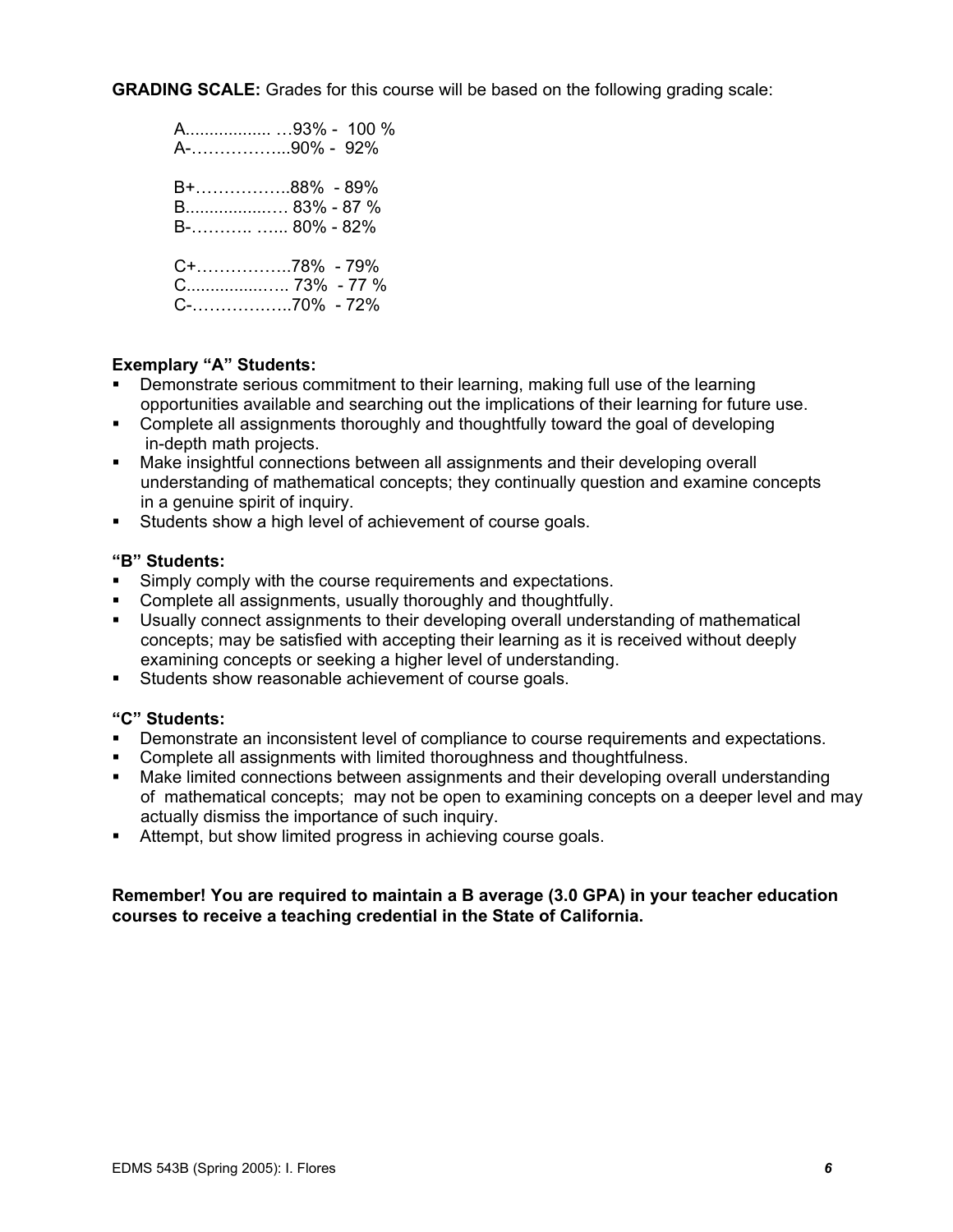**GRADING SCALE:** Grades for this course will be based on the following grading scale:

A.................. …93% - 100 %
A-……………...90% - 92%

B+……………..88% - 89%
B..................… 83% - 87 %
B-……….. …... 80% - 82%

C+……………..78% - 79%
C..................….. 73% - 77 %
C-……………..70% - 72%

**Exemplary "A" Students:**

- Demonstrate serious commitment to their learning, making full use of the learning opportunities available and searching out the implications of their learning for future use.
- Complete all assignments thoroughly and thoughtfully toward the goal of developing in-depth math projects.
- Make insightful connections between all assignments and their developing overall understanding of mathematical concepts; they continually question and examine concepts in a genuine spirit of inquiry.
- Students show a high level of achievement of course goals.

**"B" Students:**

- Simply comply with the course requirements and expectations.
- Complete all assignments, usually thoroughly and thoughtfully.
- Usually connect assignments to their developing overall understanding of mathematical concepts; may be satisfied with accepting their learning as it is received without deeply examining concepts or seeking a higher level of understanding.
- Students show reasonable achievement of course goals.

**"C" Students:**

- Demonstrate an inconsistent level of compliance to course requirements and expectations.
- Complete all assignments with limited thoroughness and thoughtfulness.
- Make limited connections between assignments and their developing overall understanding of mathematical concepts; may not be open to examining concepts on a deeper level and may actually dismiss the importance of such inquiry.
- Attempt, but show limited progress in achieving course goals.

**Remember! You are required to maintain a B average (3.0 GPA) in your teacher education courses to receive a teaching credential in the State of California.**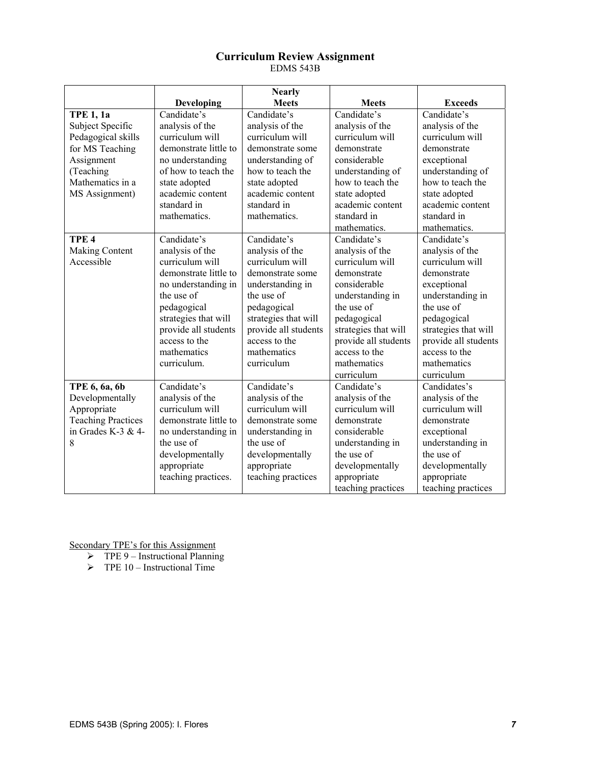# Curriculum Review Assignment

EDMS 543B

| | Developing | Nearly Meets | Meets | Exceeds |
|---|---|---|---|---|
| **TPE 1, 1a** Subject Specific Pedagogical skills for MS Teaching Assignment (Teaching Mathematics in a MS Assignment) | Candidate's analysis of the curriculum will demonstrate little to no understanding of how to teach the state adopted academic content standard in mathematics. | Candidate's analysis of the curriculum will demonstrate some understanding of how to teach the state adopted academic content standard in mathematics. | Candidate's analysis of the curriculum will demonstrate considerable understanding of how to teach the state adopted academic content standard in mathematics. | Candidate's analysis of the curriculum will demonstrate exceptional understanding of how to teach the state adopted academic content standard in mathematics. |
| **TPE 4** Making Content Accessible | Candidate's analysis of the curriculum will demonstrate little to no understanding in the use of pedagogical strategies that will provide all students access to the mathematics curriculum. | Candidate's analysis of the curriculum will demonstrate some understanding in the use of pedagogical strategies that will provide all students access to the mathematics curriculum | Candidate's analysis of the curriculum will demonstrate considerable understanding in the use of pedagogical strategies that will provide all students access to the mathematics curriculum | Candidate's analysis of the curriculum will demonstrate exceptional understanding in the use of pedagogical strategies that will provide all students access to the mathematics curriculum |
| **TPE 6, 6a, 6b** Developmentally Appropriate Teaching Practices in Grades K-3 & 4-8 | Candidate's analysis of the curriculum will demonstrate little to no understanding in the use of developmentally appropriate teaching practices. | Candidate's analysis of the curriculum will demonstrate some understanding in the use of developmentally appropriate teaching practices | Candidate's analysis of the curriculum will demonstrate considerable understanding in the use of developmentally appropriate teaching practices | Candidates's analysis of the curriculum will demonstrate exceptional understanding in the use of developmentally appropriate teaching practices |

<u>Secondary TPE's for this Assignment</u>

- TPE 9 – Instructional Planning
- TPE 10 – Instructional Time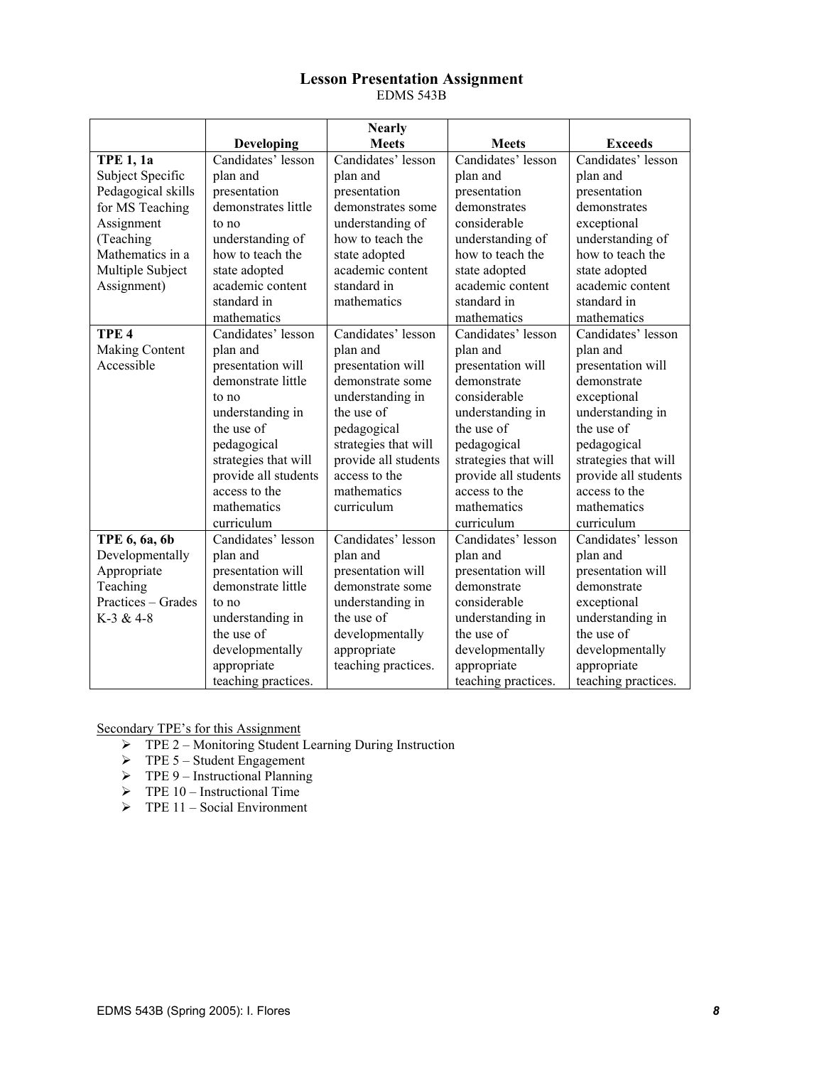# Lesson Presentation Assignment

EDMS 543B

| | Developing | Nearly Meets | Meets | Exceeds |
|---|---|---|---|---|
| **TPE 1, 1a** Subject Specific Pedagogical skills for MS Teaching Assignment (Teaching Mathematics in a Multiple Subject Assignment) | Candidates' lesson plan and presentation demonstrates little to no understanding of how to teach the state adopted academic content standard in mathematics | Candidates' lesson plan and presentation demonstrates some understanding of how to teach the state adopted academic content standard in mathematics | Candidates' lesson plan and presentation demonstrates considerable understanding of how to teach the state adopted academic content standard in mathematics | Candidates' lesson plan and presentation demonstrates exceptional understanding of how to teach the state adopted academic content standard in mathematics |
| **TPE 4** Making Content Accessible | Candidates' lesson plan and presentation will demonstrate little to no understanding in the use of pedagogical strategies that will provide all students access to the mathematics curriculum | Candidates' lesson plan and presentation will demonstrate some understanding in the use of pedagogical strategies that will provide all students access to the mathematics curriculum | Candidates' lesson plan and presentation will demonstrate considerable understanding in the use of pedagogical strategies that will provide all students access to the mathematics curriculum | Candidates' lesson plan and presentation will demonstrate exceptional understanding in the use of pedagogical strategies that will provide all students access to the mathematics curriculum |
| **TPE 6, 6a, 6b** Developmentally Appropriate Teaching Practices – Grades K-3 & 4-8 | Candidates' lesson plan and presentation will demonstrate little to no understanding in the use of developmentally appropriate teaching practices. | Candidates' lesson plan and presentation will demonstrate some understanding in the use of developmentally appropriate teaching practices. | Candidates' lesson plan and presentation will demonstrate considerable understanding in the use of developmentally appropriate teaching practices. | Candidates' lesson plan and presentation will demonstrate exceptional understanding in the use of developmentally appropriate teaching practices. |

Secondary TPE's for this Assignment

- TPE 2 – Monitoring Student Learning During Instruction
- TPE 5 – Student Engagement
- TPE 9 – Instructional Planning
- TPE 10 – Instructional Time
- TPE 11 – Social Environment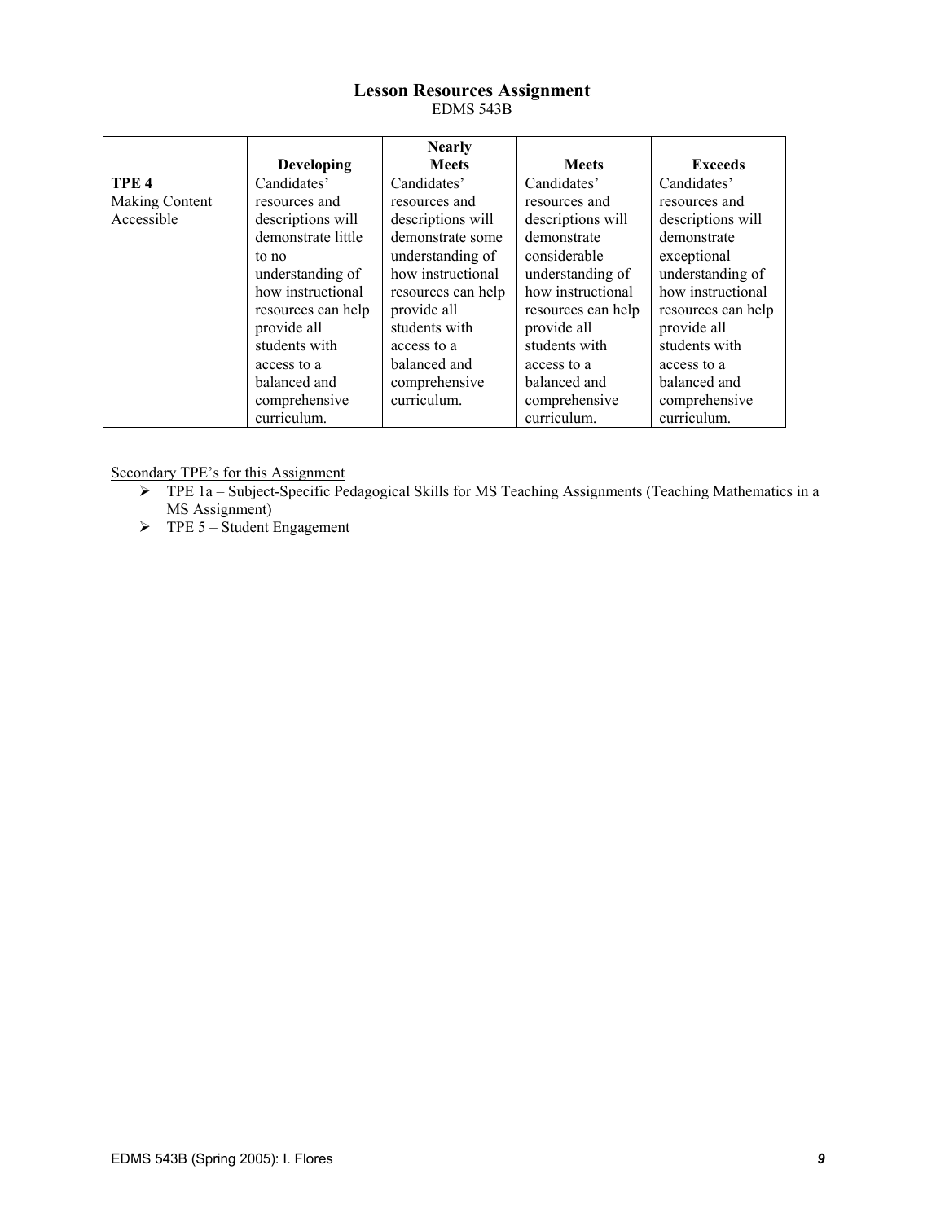# Lesson Resources Assignment

EDMS 543B

| | Developing | Nearly Meets | Meets | Exceeds |
|---|---|---|---|---|
| **TPE 4** Making Content Accessible | Candidates' resources and descriptions will demonstrate little to no understanding of how instructional resources can help provide all students with access to a balanced and comprehensive curriculum. | Candidates' resources and descriptions will demonstrate some understanding of how instructional resources can help provide all students with access to a balanced and comprehensive curriculum. | Candidates' resources and descriptions will demonstrate considerable understanding of how instructional resources can help provide all students with access to a balanced and comprehensive curriculum. | Candidates' resources and descriptions will demonstrate exceptional understanding of how instructional resources can help provide all students with access to a balanced and comprehensive curriculum. |

<u>Secondary TPE's for this Assignment</u>

- TPE 1a – Subject-Specific Pedagogical Skills for MS Teaching Assignments (Teaching Mathematics in a MS Assignment)
- TPE 5 – Student Engagement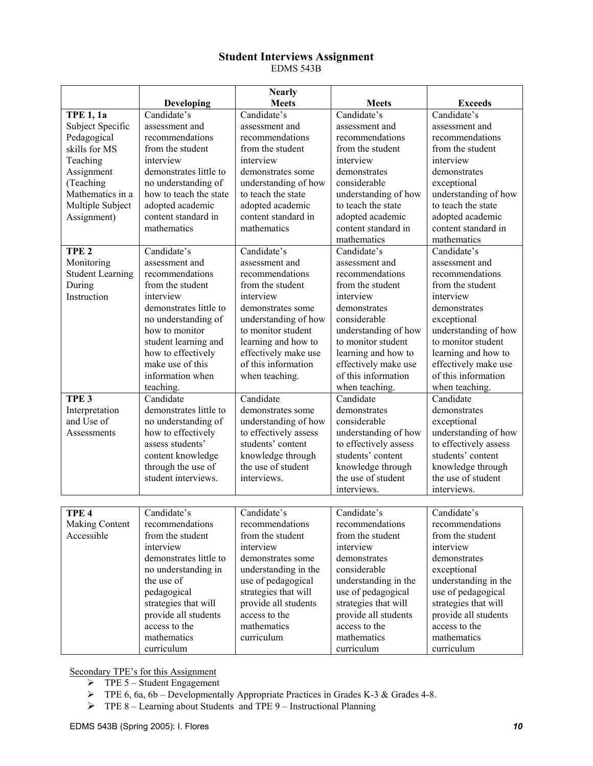# Student Interviews Assignment

EDMS 543B

| | Developing | Nearly Meets | Meets | Exceeds |
|---|---|---|---|---|
| **TPE 1, 1a** Subject Specific Pedagogical skills for MS Teaching Assignment (Teaching Mathematics in a Multiple Subject Assignment) | Candidate's assessment and recommendations from the student interview demonstrates little to no understanding of how to teach the state adopted academic content standard in mathematics | Candidate's assessment and recommendations from the student interview demonstrates some understanding of how to teach the state adopted academic content standard in mathematics | Candidate's assessment and recommendations from the student interview demonstrates considerable understanding of how to teach the state adopted academic content standard in mathematics | Candidate's assessment and recommendations from the student interview demonstrates exceptional understanding of how to teach the state adopted academic content standard in mathematics |
| **TPE 2** Monitoring Student Learning During Instruction | Candidate's assessment and recommendations from the student interview demonstrates little to no understanding of how to monitor student learning and how to effectively make use of this information when teaching. | Candidate's assessment and recommendations from the student interview demonstrates some understanding of how to monitor student learning and how to effectively make use of this information when teaching. | Candidate's assessment and recommendations from the student interview demonstrates considerable understanding of how to monitor student learning and how to effectively make use of this information when teaching. | Candidate's assessment and recommendations from the student interview demonstrates exceptional understanding of how to monitor student learning and how to effectively make use of this information when teaching. |
| **TPE 3** Interpretation and Use of Assessments | Candidate demonstrates little to no understanding of how to effectively assess students' content knowledge through the use of student interviews. | Candidate demonstrates some understanding of how to effectively assess students' content knowledge through the use of student interviews. | Candidate demonstrates considerable understanding of how to effectively assess students' content knowledge through the use of student interviews. | Candidate demonstrates exceptional understanding of how to effectively assess students' content knowledge through the use of student interviews. |
| **TPE 4** Making Content Accessible | Candidate's recommendations from the student interview demonstrates little to no understanding in the use of pedagogical strategies that will provide all students access to the mathematics curriculum | Candidate's recommendations from the student interview demonstrates some understanding in the use of pedagogical strategies that will provide all students access to the mathematics curriculum | Candidate's recommendations from the student interview demonstrates considerable understanding in the use of pedagogical strategies that will provide all students access to the mathematics curriculum | Candidate's recommendations from the student interview demonstrates exceptional understanding in the use of pedagogical strategies that will provide all students access to the mathematics curriculum |

Secondary TPE's for this Assignment

- TPE 5 – Student Engagement
- TPE 6, 6a, 6b – Developmentally Appropriate Practices in Grades K-3 & Grades 4-8.
- TPE 8 – Learning about Students and TPE 9 – Instructional Planning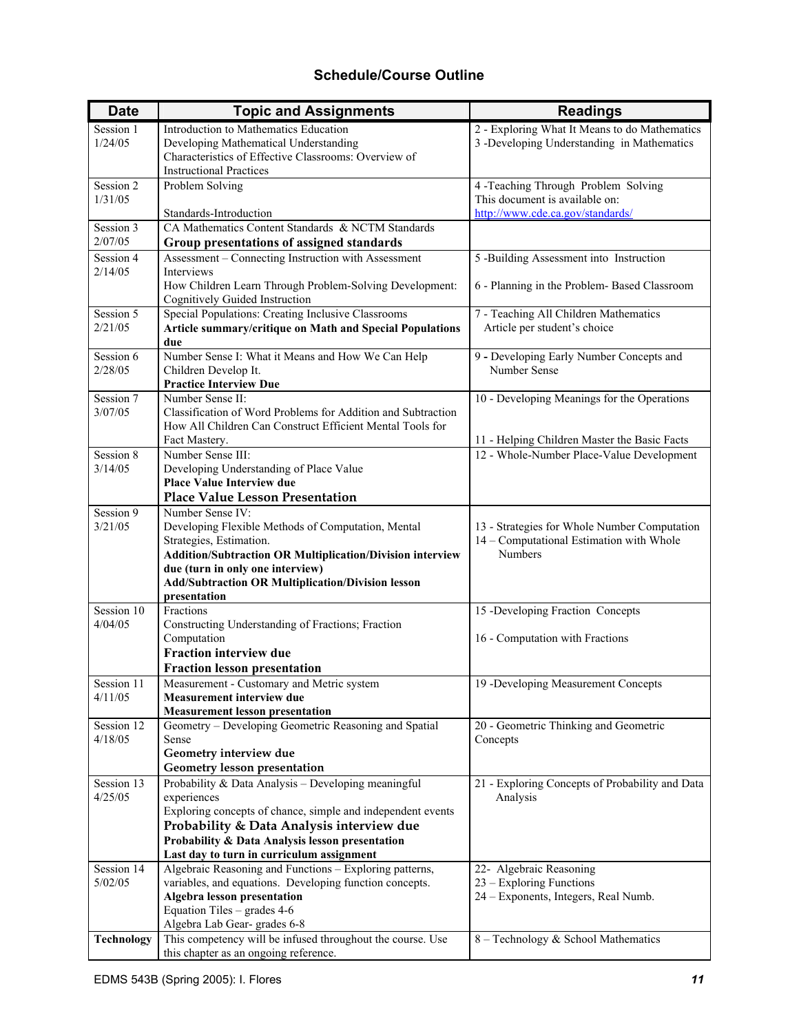### Schedule/Course Outline

| Date | Topic and Assignments | Readings |
|---|---|---|
| Session 1 1/24/05 | Introduction to Mathematics Education<br>Developing Mathematical Understanding<br>Characteristics of Effective Classrooms: Overview of Instructional Practices | 2 - Exploring What It Means to do Mathematics<br>3 -Developing Understanding in Mathematics |
| Session 2 1/31/05 | Problem Solving<br><br>Standards-Introduction | 4 -Teaching Through Problem Solving<br>This document is available on: http://www.cde.ca.gov/standards/ |
| Session 3 2/07/05 | CA Mathematics Content Standards & NCTM Standards<br>**Group presentations of assigned standards** | |
| Session 4 2/14/05 | Assessment – Connecting Instruction with Assessment Interviews<br>How Children Learn Through Problem-Solving Development: Cognitively Guided Instruction | 5 -Building Assessment into Instruction<br><br>6 - Planning in the Problem- Based Classroom |
| Session 5 2/21/05 | Special Populations: Creating Inclusive Classrooms<br>**Article summary/critique on Math and Special Populations due** | 7 - Teaching All Children Mathematics<br>Article per student's choice |
| Session 6 2/28/05 | Number Sense I: What it Means and How We Can Help Children Develop It.<br>**Practice Interview Due** | 9 - Developing Early Number Concepts and Number Sense |
| Session 7 3/07/05 | Number Sense II:<br>Classification of Word Problems for Addition and Subtraction<br>How All Children Can Construct Efficient Mental Tools for Fact Mastery. | 10 - Developing Meanings for the Operations<br><br>11 - Helping Children Master the Basic Facts |
| Session 8 3/14/05 | Number Sense III:<br>Developing Understanding of Place Value<br>**Place Value Interview due**<br>**Place Value Lesson Presentation** | 12 - Whole-Number Place-Value Development |
| Session 9 3/21/05 | Number Sense IV:<br>Developing Flexible Methods of Computation, Mental Strategies, Estimation.<br>**Addition/Subtraction OR Multiplication/Division interview due (turn in only one interview)**<br>**Add/Subtraction OR Multiplication/Division lesson presentation** | 13 - Strategies for Whole Number Computation<br>14 – Computational Estimation with Whole Numbers |
| Session 10 4/04/05 | Fractions<br>Constructing Understanding of Fractions; Fraction Computation<br>**Fraction interview due**<br>**Fraction lesson presentation** | 15 -Developing Fraction Concepts<br><br>16 - Computation with Fractions |
| Session 11 4/11/05 | Measurement - Customary and Metric system<br>**Measurement interview due**<br>**Measurement lesson presentation** | 19 -Developing Measurement Concepts |
| Session 12 4/18/05 | Geometry – Developing Geometric Reasoning and Spatial Sense<br>**Geometry interview due**<br>**Geometry lesson presentation** | 20 - Geometric Thinking and Geometric Concepts |
| Session 13 4/25/05 | Probability & Data Analysis – Developing meaningful experiences<br>Exploring concepts of chance, simple and independent events<br>**Probability & Data Analysis interview due**<br>**Probability & Data Analysis lesson presentation**<br>**Last day to turn in curriculum assignment** | 21 - Exploring Concepts of Probability and Data Analysis |
| Session 14 5/02/05 | Algebraic Reasoning and Functions – Exploring patterns, variables, and equations. Developing function concepts.<br>**Algebra lesson presentation**<br>Equation Tiles – grades 4-6<br>Algebra Lab Gear- grades 6-8 | 22- Algebraic Reasoning<br>23 – Exploring Functions<br>24 – Exponents, Integers, Real Numb. |
| **Technology** | This competency will be infused throughout the course. Use this chapter as an ongoing reference. | 8 – Technology & School Mathematics |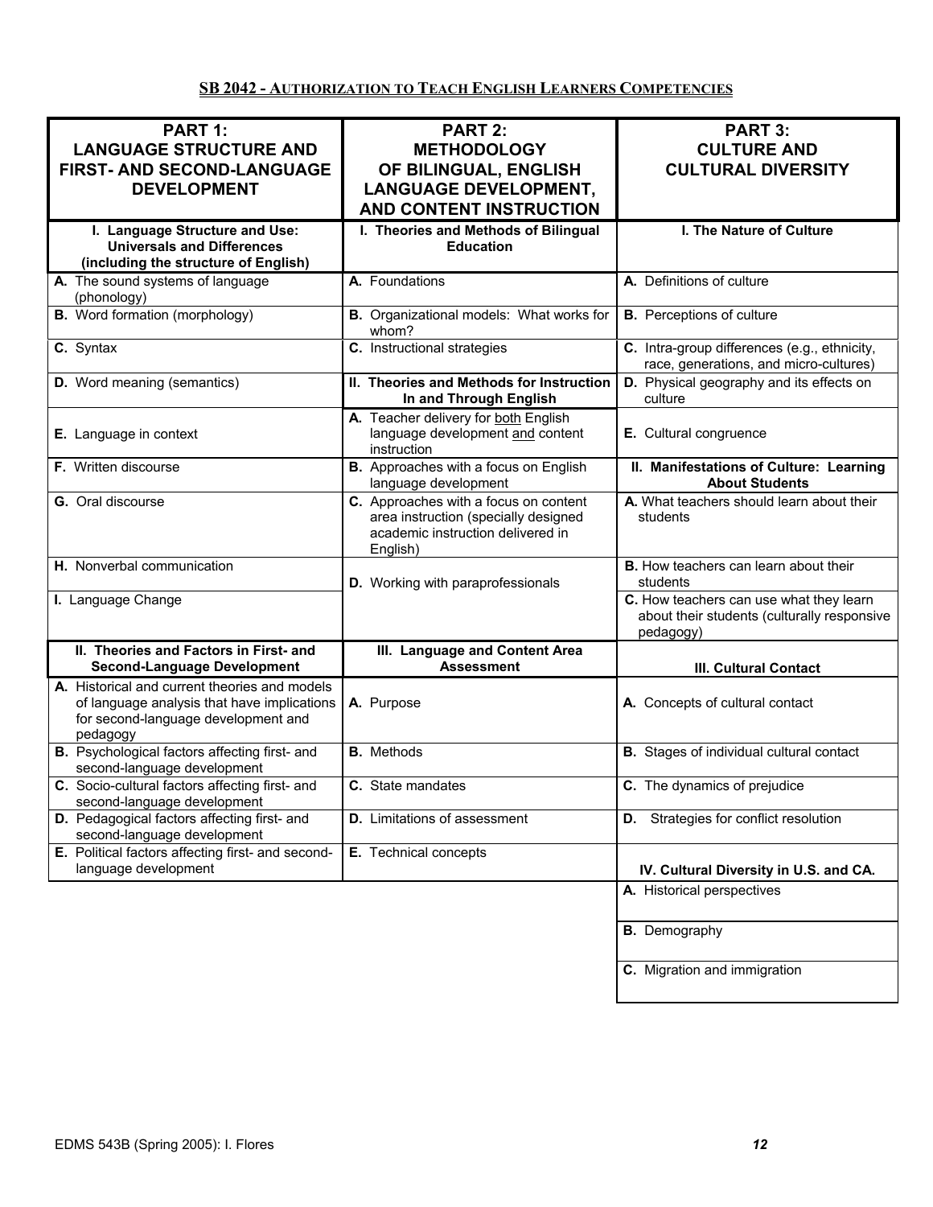## SB 2042 - Authorization to Teach English Learners Competencies

| PART 1: LANGUAGE STRUCTURE AND FIRST- AND SECOND-LANGUAGE DEVELOPMENT | PART 2: METHODOLOGY OF BILINGUAL, ENGLISH LANGUAGE DEVELOPMENT, AND CONTENT INSTRUCTION | PART 3: CULTURE AND CULTURAL DIVERSITY |
|---|---|---|
| **I. Language Structure and Use: Universals and Differences (including the structure of English)** | **I. Theories and Methods of Bilingual Education** | **I. The Nature of Culture** |
| **A.** The sound systems of language (phonology) | **A.** Foundations | **A.** Definitions of culture |
| **B.** Word formation (morphology) | **B.** Organizational models: What works for whom? | **B.** Perceptions of culture |
| **C.** Syntax | **C.** Instructional strategies | **C.** Intra-group differences (e.g., ethnicity, race, generations, and micro-cultures) |
| **D.** Word meaning (semantics) | **II. Theories and Methods for Instruction In and Through English** | **D.** Physical geography and its effects on culture |
| **E.** Language in context | **A.** Teacher delivery for both English language development and content instruction | **E.** Cultural congruence |
| **F.** Written discourse | **B.** Approaches with a focus on English language development | **II. Manifestations of Culture: Learning About Students** |
| **G.** Oral discourse | **C.** Approaches with a focus on content area instruction (specially designed academic instruction delivered in English) | **A.** What teachers should learn about their students |
| **H.** Nonverbal communication | **D.** Working with paraprofessionals | **B.** How teachers can learn about their students |
| **I.** Language Change | | **C.** How teachers can use what they learn about their students (culturally responsive pedagogy) |
| **II. Theories and Factors in First- and Second-Language Development** | **III. Language and Content Area Assessment** | **III. Cultural Contact** |
| **A.** Historical and current theories and models of language analysis that have implications for second-language development and pedagogy | **A.** Purpose | **A.** Concepts of cultural contact |
| **B.** Psychological factors affecting first- and second-language development | **B.** Methods | **B.** Stages of individual cultural contact |
| **C.** Socio-cultural factors affecting first- and second-language development | **C.** State mandates | **C.** The dynamics of prejudice |
| **D.** Pedagogical factors affecting first- and second-language development | **D.** Limitations of assessment | **D.** Strategies for conflict resolution |
| **E.** Political factors affecting first- and second-language development | **E.** Technical concepts | **IV. Cultural Diversity in U.S. and CA.** |
| | | **A.** Historical perspectives |
| | | **B.** Demography |
| | | **C.** Migration and immigration |